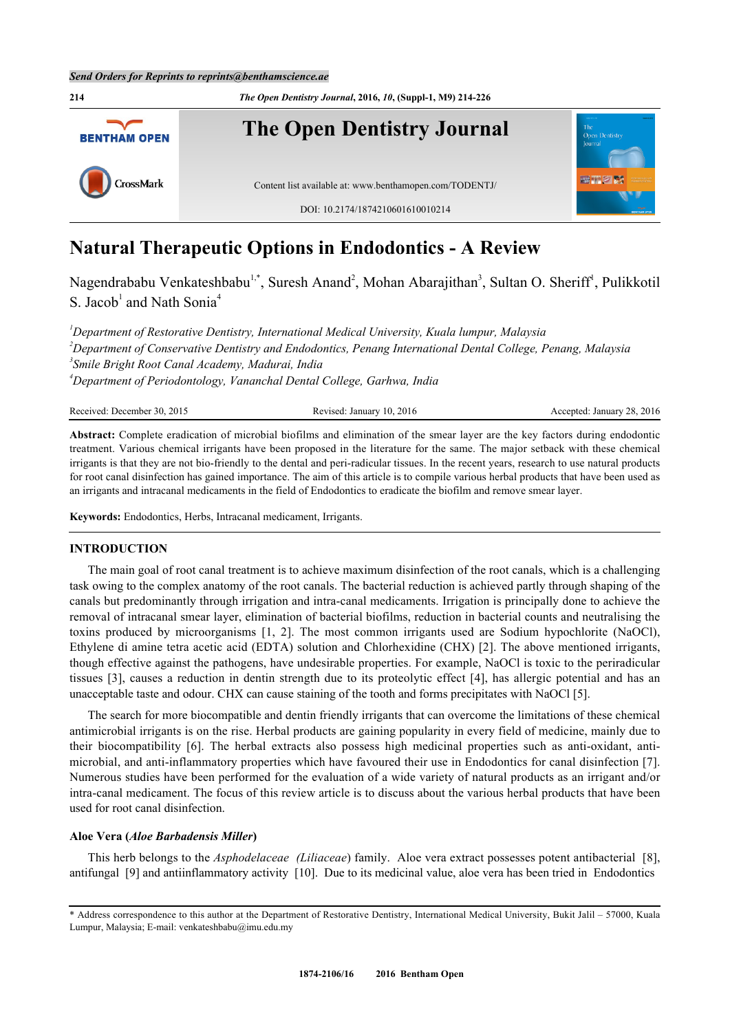# Natural Therapeutic Options in Endodontics - A Review

Nagendrababu Venkateshbabu[1,*], Suresh Anand[2], Mohan Abarajithan[3], Sultan O. Sheriff[1], Pulikkotil S. Jacob[1] and Nath Sonia[4]

[1]*Department of Restorative Dentistry, International Medical University, Kuala lumpur, Malaysia*
[2]*Department of Conservative Dentistry and Endodontics, Penang International Dental College, Penang, Malaysia*
[3]*Smile Bright Root Canal Academy, Madurai, India*
[4]*Department of Periodontology, Vananchal Dental College, Garhwa, India*

Received: December 30, 2015 Revised: January 10, 2016 Accepted: January 28, 2016

**Abstract:** Complete eradication of microbial biofilms and elimination of the smear layer are the key factors during endodontic treatment. Various chemical irrigants have been proposed in the literature for the same. The major setback with these chemical irrigants is that they are not bio-friendly to the dental and peri-radicular tissues. In the recent years, research to use natural products for root canal disinfection has gained importance. The aim of this article is to compile various herbal products that have been used as an irrigants and intracanal medicaments in the field of Endodontics to eradicate the biofilm and remove smear layer.

**Keywords:** Endodontics, Herbs, Intracanal medicament, Irrigants.

## INTRODUCTION

The main goal of root canal treatment is to achieve maximum disinfection of the root canals, which is a challenging task owing to the complex anatomy of the root canals. The bacterial reduction is achieved partly through shaping of the canals but predominantly through irrigation and intra-canal medicaments. Irrigation is principally done to achieve the removal of intracanal smear layer, elimination of bacterial biofilms, reduction in bacterial counts and neutralising the toxins produced by microorganisms [1, 2]. The most common irrigants used are Sodium hypochlorite (NaOCl), Ethylene di amine tetra acetic acid (EDTA) solution and Chlorhexidine (CHX) [2]. The above mentioned irrigants, though effective against the pathogens, have undesirable properties. For example, NaOCl is toxic to the periradicular tissues [3], causes a reduction in dentin strength due to its proteolytic effect [4], has allergic potential and has an unacceptable taste and odour. CHX can cause staining of the tooth and forms precipitates with NaOCl [5].

The search for more biocompatible and dentin friendly irrigants that can overcome the limitations of these chemical antimicrobial irrigants is on the rise. Herbal products are gaining popularity in every field of medicine, mainly due to their biocompatibility [6]. The herbal extracts also possess high medicinal properties such as anti-oxidant, anti-microbial, and anti-inflammatory properties which have favoured their use in Endodontics for canal disinfection [7]. Numerous studies have been performed for the evaluation of a wide variety of natural products as an irrigant and/or intra-canal medicament. The focus of this review article is to discuss about the various herbal products that have been used for root canal disinfection.

### Aloe Vera (*Aloe Barbadensis Miller*)

This herb belongs to the *Asphodelaceae (Liliaceae)* family. Aloe vera extract possesses potent antibacterial [8], antifungal [9] and antiinflammatory activity [10]. Due to its medicinal value, aloe vera has been tried in Endodontics

\* Address correspondence to this author at the Department of Restorative Dentistry, International Medical University, Bukit Jalil – 57000, Kuala Lumpur, Malaysia; E-mail: venkateshbabu@imu.edu.my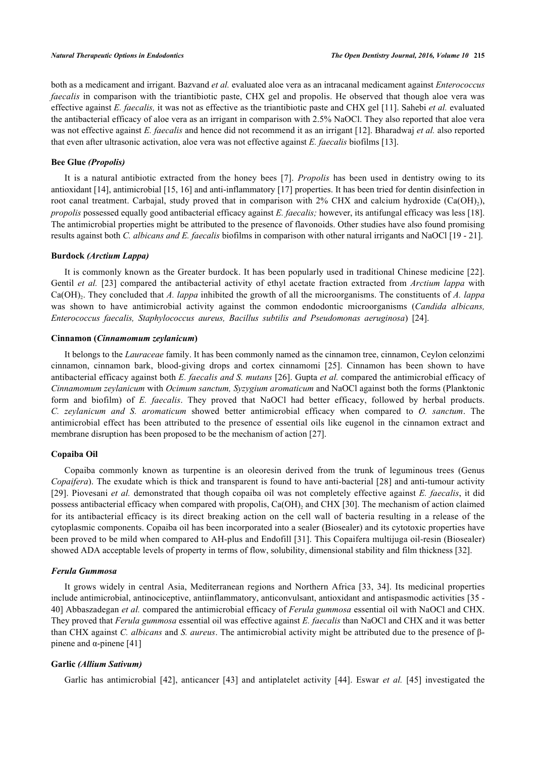both as a medicament and irrigant. Bazvand *et al.* evaluated aloe vera as an intracanal medicament against *Enterococcus faecalis* in comparison with the triantibiotic paste, CHX gel and propolis. He observed that though aloe vera was effective against *E. faecalis,* it was not as effective as the triantibiotic paste and CHX gel [11]. Sahebi *et al.* evaluated the antibacterial efficacy of aloe vera as an irrigant in comparison with 2.5% NaOCl. They also reported that aloe vera was not effective against *E. faecalis* and hence did not recommend it as an irrigant [12]. Bharadwaj *et al.* also reported that even after ultrasonic activation, aloe vera was not effective against *E. faecalis* biofilms [13].

### Bee Glue *(Propolis)*

It is a natural antibiotic extracted from the honey bees [7]. *Propolis* has been used in dentistry owing to its antioxidant [14], antimicrobial [15, 16] and anti-inflammatory [17] properties. It has been tried for dentin disinfection in root canal treatment. Carbajal, study proved that in comparison with 2% CHX and calcium hydroxide ($Ca(OH)_2$), *propolis* possessed equally good antibacterial efficacy against *E. faecalis;* however, its antifungal efficacy was less [18]. The antimicrobial properties might be attributed to the presence of flavonoids. Other studies have also found promising results against both *C. albicans and E. faecalis* biofilms in comparison with other natural irrigants and NaOCl [19 - 21].

### Burdock *(Arctium Lappa)*

It is commonly known as the Greater burdock. It has been popularly used in traditional Chinese medicine [22]. Gentil *et al.* [23] compared the antibacterial activity of ethyl acetate fraction extracted from *Arctium lappa* with $Ca(OH)_2$. They concluded that *A. lappa* inhibited the growth of all the microorganisms. The constituents of *A. lappa* was shown to have antimicrobial activity against the common endodontic microorganisms (*Candida albicans, Enterococcus faecalis, Staphylococcus aureus, Bacillus subtilis and Pseudomonas aeruginosa*) [24].

### Cinnamon (*Cinnamomum zeylanicum*)

It belongs to the *Lauraceae* family. It has been commonly named as the cinnamon tree, cinnamon, Ceylon celonzimi cinnamon, cinnamon bark, blood-giving drops and cortex cinnamomi [25]. Cinnamon has been shown to have antibacterial efficacy against both *E. faecalis and S. mutans* [26]. Gupta *et al.* compared the antimicrobial efficacy of *Cinnamomum zeylanicum* with *Ocimum sanctum, Syzygium aromaticum* and NaOCl against both the forms (Planktonic form and biofilm) of *E. faecalis*. They proved that NaOCl had better efficacy, followed by herbal products. *C. zeylanicum and S. aromaticum* showed better antimicrobial efficacy when compared to *O. sanctum*. The antimicrobial effect has been attributed to the presence of essential oils like eugenol in the cinnamon extract and membrane disruption has been proposed to be the mechanism of action [27].

### Copaiba Oil

Copaiba commonly known as turpentine is an oleoresin derived from the trunk of leguminous trees (Genus *Copaifera*). The exudate which is thick and transparent is found to have anti-bacterial [28] and anti-tumour activity [29]. Piovesani *et al.* demonstrated that though copaiba oil was not completely effective against *E. faecalis*, it did possess antibacterial efficacy when compared with propolis, $Ca(OH)_2$ and CHX [30]. The mechanism of action claimed for its antibacterial efficacy is its direct breaking action on the cell wall of bacteria resulting in a release of the cytoplasmic components. Copaiba oil has been incorporated into a sealer (Biosealer) and its cytotoxic properties have been proved to be mild when compared to AH-plus and Endofill [31]. This Copaifera multijuga oil-resin (Biosealer) showed ADA acceptable levels of property in terms of flow, solubility, dimensional stability and film thickness [32].

### *Ferula Gummosa*

It grows widely in central Asia, Mediterranean regions and Northern Africa [33, 34]. Its medicinal properties include antimicrobial, antinociceptive, antiinflammatory, anticonvulsant, antioxidant and antispasmodic activities [35 - 40] Abbaszadegan *et al.* compared the antimicrobial efficacy of *Ferula gummosa* essential oil with NaOCl and CHX. They proved that *Ferula gummosa* essential oil was effective against *E. faecalis* than NaOCl and CHX and it was better than CHX against *C. albicans* and *S. aureus*. The antimicrobial activity might be attributed due to the presence of β-pinene and α-pinene [41]

### Garlic *(Allium Sativum)*

Garlic has antimicrobial [42], anticancer [43] and antiplatelet activity [44]. Eswar *et al.* [45] investigated the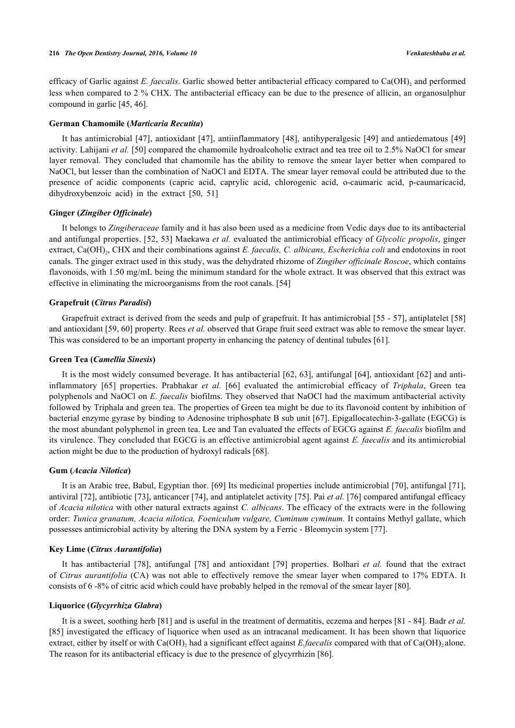efficacy of Garlic against *E. faecalis*. Garlic showed better antibacterial efficacy compared to $Ca(OH)_2$ and performed less when compared to 2 % CHX. The antibacterial efficacy can be due to the presence of allicin, an organosulphur compound in garlic [45, 46].

### German Chamomile (*Marticaria Recutita*)

It has antimicrobial [47], antioxidant [47], antiinflammatory [48], antihyperalgesic [49] and antiedematous [49] activity. Lahijani *et al.* [50] compared the chamomile hydroalcoholic extract and tea tree oil to 2.5% NaOCl for smear layer removal. They concluded that chamomile has the ability to remove the smear layer better when compared to NaOCl, but lesser than the combination of NaOCl and EDTA. The smear layer removal could be attributed due to the presence of acidic components (capric acid, caprylic acid, chlorogenic acid, o-caumaric acid, p-caumaricacid, dihydroxybenzoic acid) in the extract [50, 51]

### Ginger (*Zingiber Officinale*)

It belongs to *Zingiberaceae* family and it has also been used as a medicine from Vedic days due to its antibacterial and antifungal properties. [52, 53] Maekawa *et al.* evaluated the antimicrobial efficacy of *Glycolic propolis*, ginger extract, $Ca(OH)_2$, CHX and their combinations against *E. faecalis, C. albicans, Escherichia coli* and endotoxins in root canals. The ginger extract used in this study, was the dehydrated rhizome of *Zingiber officinale Roscoe*, which contains flavonoids, with 1.50 mg/mL being the minimum standard for the whole extract. It was observed that this extract was effective in eliminating the microorganisms from the root canals. [54]

### Grapefruit (*Citrus Paradisi*)

Grapefruit extract is derived from the seeds and pulp of grapefruit. It has antimicrobial [55 - 57], antiplatelet [58] and antioxidant [59, 60] property. Rees *et al.* observed that Grape fruit seed extract was able to remove the smear layer. This was considered to be an important property in enhancing the patency of dentinal tubules [61].

### Green Tea (*Camellia Sinesis*)

It is the most widely consumed beverage. It has antibacterial [62, 63], antifungal [64], antioxidant [62] and anti-inflammatory [65] properties. Prabhakar *et al.* [66] evaluated the antimicrobial efficacy of *Triphala*, Green tea polyphenols and NaOCl on *E. faecalis* biofilms. They observed that NaOCl had the maximum antibacterial activity followed by Triphala and green tea. The properties of Green tea might be due to its flavonoid content by inhibition of bacterial enzyme gyrase by binding to Adenosine triphosphate B sub unit [67]. Epigallocatechin-3-gallate (EGCG) is the most abundant polyphenol in green tea. Lee and Tan evaluated the effects of EGCG against *E. faecalis* biofilm and its virulence. They concluded that EGCG is an effective antimicrobial agent against *E. faecalis* and its antimicrobial action might be due to the production of hydroxyl radicals [68].

### Gum (*Acacia Nilotica*)

It is an Arabic tree, Babul, Egyptian thor. [69] Its medicinal properties include antimicrobial [70], antifungal [71], antiviral [72], antibiotic [73], anticancer [74], and antiplatelet activity [75]. Pai *et al.* [76] compared antifungal efficacy of *Acacia nilotica* with other natural extracts against *C. albicans*. The efficacy of the extracts were in the following order: *Tunica granatum, Acacia nilotica, Foeniculum vulgare, Cuminum cyminum.* It contains Methyl gallate, which possesses antimicrobial activity by altering the DNA system by a Ferric - Bleomycin system [77].

### Key Lime (*Citrus Aurantifolia*)

It has antibacterial [78], antifungal [78] and antioxidant [79] properties. Bolhari *et al.* found that the extract of *Citrus aurantifolia* (CA) was not able to effectively remove the smear layer when compared to 17% EDTA. It consists of 6 -8% of citric acid which could have probably helped in the removal of the smear layer [80].

### Liquorice (*Glycyrrhiza Glabra*)

It is a sweet, soothing herb [81] and is useful in the treatment of dermatitis, eczema and herpes [81 - 84]. Badr *et al.* [85] investigated the efficacy of liquorice when used as an intracanal medicament. It has been shown that liquorice extract, either by itself or with $Ca(OH)_2$ had a significant effect against *E.faecalis* compared with that of $Ca(OH)_2$ alone. The reason for its antibacterial efficacy is due to the presence of glycyrrhizin [86].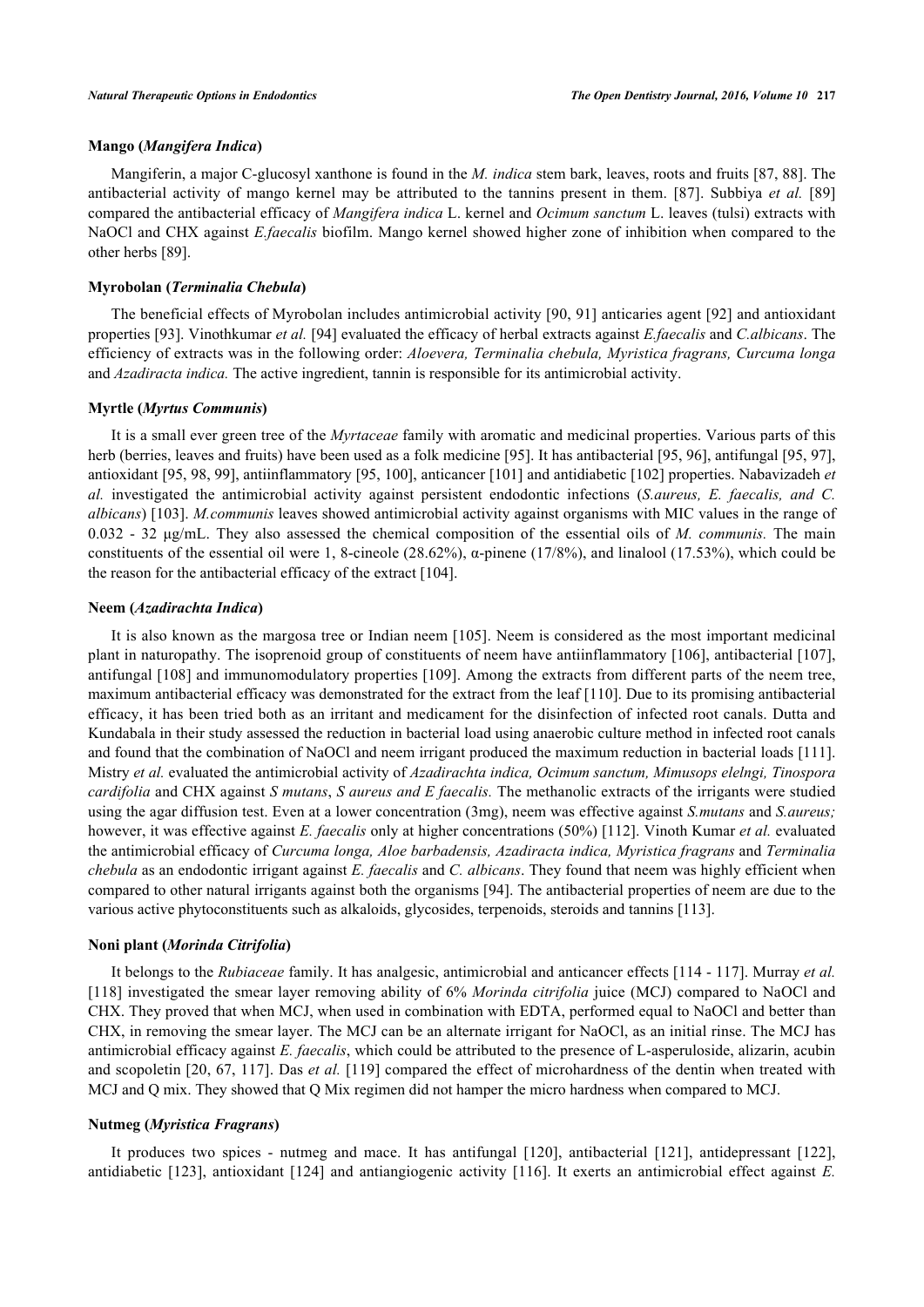### Mango (*Mangifera Indica*)

Mangiferin, a major C-glucosyl xanthone is found in the *M. indica* stem bark, leaves, roots and fruits [87, 88]. The antibacterial activity of mango kernel may be attributed to the tannins present in them. [87]. Subbiya *et al.* [89] compared the antibacterial efficacy of *Mangifera indica* L. kernel and *Ocimum sanctum* L. leaves (tulsi) extracts with NaOCl and CHX against *E.faecalis* biofilm. Mango kernel showed higher zone of inhibition when compared to the other herbs [89].

### Myrobolan (*Terminalia Chebula*)

The beneficial effects of Myrobolan includes antimicrobial activity [90, 91] anticaries agent [92] and antioxidant properties [93]. Vinothkumar *et al.* [94] evaluated the efficacy of herbal extracts against *E.faecalis* and *C.albicans*. The efficiency of extracts was in the following order: *Aloevera, Terminalia chebula, Myristica fragrans, Curcuma longa* and *Azadiracta indica.* The active ingredient, tannin is responsible for its antimicrobial activity.

### Myrtle (*Myrtus Communis*)

It is a small ever green tree of the *Myrtaceae* family with aromatic and medicinal properties. Various parts of this herb (berries, leaves and fruits) have been used as a folk medicine [95]. It has antibacterial [95, 96], antifungal [95, 97], antioxidant [95, 98, 99], antiinflammatory [95, 100], anticancer [101] and antidiabetic [102] properties. Nabavizadeh *et al.* investigated the antimicrobial activity against persistent endodontic infections (*S.aureus, E. faecalis, and C. albicans*) [103]. *M.communis* leaves showed antimicrobial activity against organisms with MIC values in the range of 0.032 - 32 µg/mL. They also assessed the chemical composition of the essential oils of *M. communis.* The main constituents of the essential oil were 1, 8-cineole (28.62%), α-pinene (17/8%), and linalool (17.53%), which could be the reason for the antibacterial efficacy of the extract [104].

### Neem (*Azadirachta Indica*)

It is also known as the margosa tree or Indian neem [105]. Neem is considered as the most important medicinal plant in naturopathy. The isoprenoid group of constituents of neem have antiinflammatory [106], antibacterial [107], antifungal [108] and immunomodulatory properties [109]. Among the extracts from different parts of the neem tree, maximum antibacterial efficacy was demonstrated for the extract from the leaf [110]. Due to its promising antibacterial efficacy, it has been tried both as an irritant and medicament for the disinfection of infected root canals. Dutta and Kundabala in their study assessed the reduction in bacterial load using anaerobic culture method in infected root canals and found that the combination of NaOCl and neem irrigant produced the maximum reduction in bacterial loads [111]. Mistry *et al.* evaluated the antimicrobial activity of *Azadirachta indica, Ocimum sanctum, Mimusops elelngi, Tinospora cardifolia* and CHX against *S mutans*, *S aureus and E faecalis.* The methanolic extracts of the irrigants were studied using the agar diffusion test. Even at a lower concentration (3mg), neem was effective against *S.mutans* and *S.aureus;* however, it was effective against *E. faecalis* only at higher concentrations (50%) [112]. Vinoth Kumar *et al.* evaluated the antimicrobial efficacy of *Curcuma longa, Aloe barbadensis, Azadiracta indica, Myristica fragrans* and *Terminalia chebula* as an endodontic irrigant against *E. faecalis* and *C. albicans*. They found that neem was highly efficient when compared to other natural irrigants against both the organisms [94]. The antibacterial properties of neem are due to the various active phytoconstituents such as alkaloids, glycosides, terpenoids, steroids and tannins [113].

### Noni plant (*Morinda Citrifolia*)

It belongs to the *Rubiaceae* family. It has analgesic, antimicrobial and anticancer effects [114 - 117]. Murray *et al.* [118] investigated the smear layer removing ability of 6% *Morinda citrifolia* juice (MCJ) compared to NaOCl and CHX. They proved that when MCJ, when used in combination with EDTA, performed equal to NaOCl and better than CHX, in removing the smear layer. The MCJ can be an alternate irrigant for NaOCl, as an initial rinse. The MCJ has antimicrobial efficacy against *E. faecalis*, which could be attributed to the presence of L-asperuloside, alizarin, acubin and scopoletin [20, 67, 117]. Das *et al.* [119] compared the effect of microhardness of the dentin when treated with MCJ and Q mix. They showed that Q Mix regimen did not hamper the micro hardness when compared to MCJ.

### Nutmeg (*Myristica Fragrans*)

It produces two spices - nutmeg and mace. It has antifungal [120], antibacterial [121], antidepressant [122], antidiabetic [123], antioxidant [124] and antiangiogenic activity [116]. It exerts an antimicrobial effect against *E.*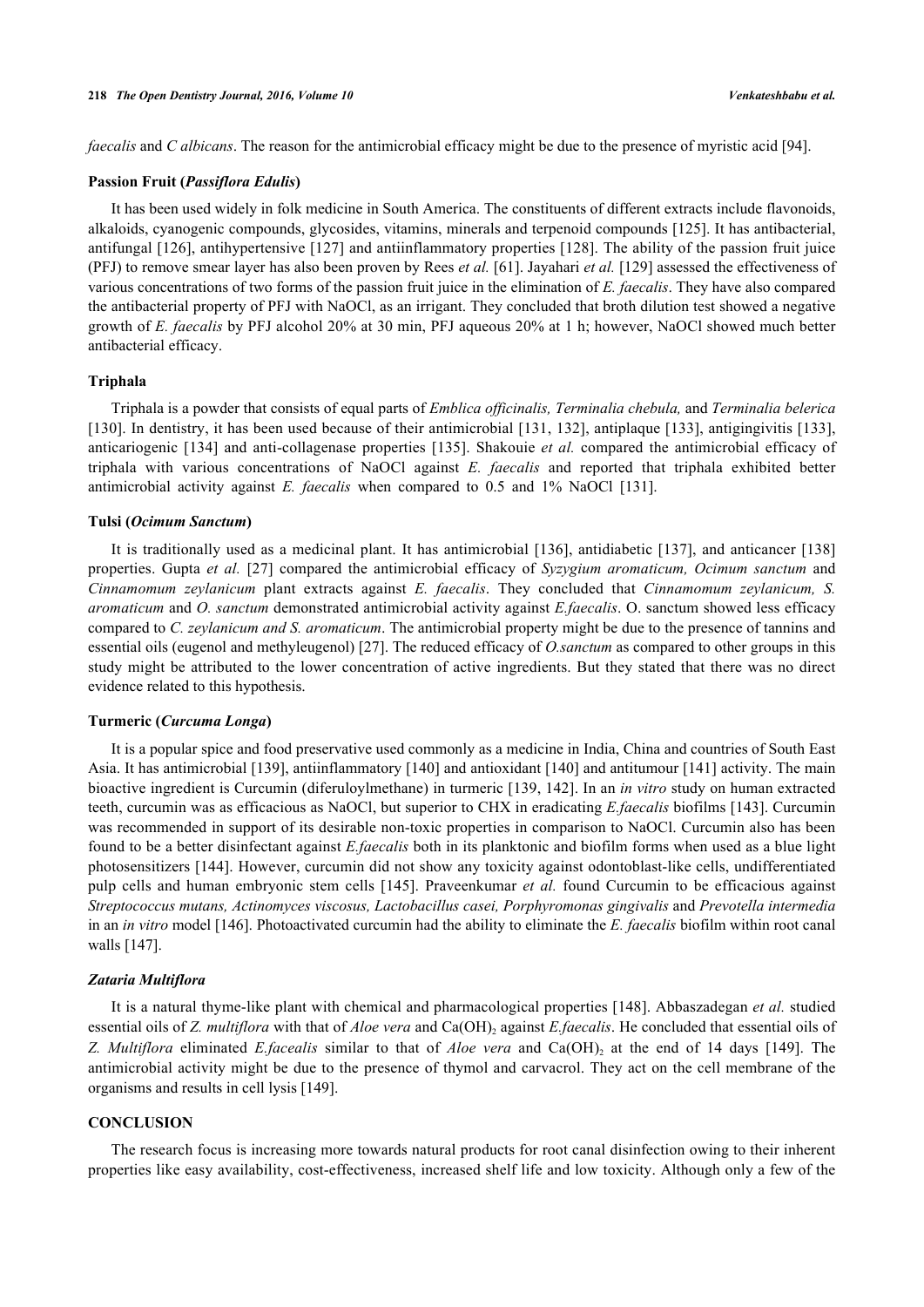*faecalis* and *C albicans*. The reason for the antimicrobial efficacy might be due to the presence of myristic acid [94].

### Passion Fruit (*Passiflora Edulis*)

It has been used widely in folk medicine in South America. The constituents of different extracts include flavonoids, alkaloids, cyanogenic compounds, glycosides, vitamins, minerals and terpenoid compounds [125]. It has antibacterial, antifungal [126], antihypertensive [127] and antiinflammatory properties [128]. The ability of the passion fruit juice (PFJ) to remove smear layer has also been proven by Rees *et al.* [61]. Jayahari *et al.* [129] assessed the effectiveness of various concentrations of two forms of the passion fruit juice in the elimination of *E. faecalis*. They have also compared the antibacterial property of PFJ with NaOCl, as an irrigant. They concluded that broth dilution test showed a negative growth of *E. faecalis* by PFJ alcohol 20% at 30 min, PFJ aqueous 20% at 1 h; however, NaOCl showed much better antibacterial efficacy.

### Triphala

Triphala is a powder that consists of equal parts of *Emblica officinalis, Terminalia chebula,* and *Terminalia belerica* [130]. In dentistry, it has been used because of their antimicrobial [131, 132], antiplaque [133], antigingivitis [133], anticariogenic [134] and anti-collagenase properties [135]. Shakouie *et al.* compared the antimicrobial efficacy of triphala with various concentrations of NaOCl against *E. faecalis* and reported that triphala exhibited better antimicrobial activity against *E. faecalis* when compared to 0.5 and 1% NaOCl [131].

### Tulsi (*Ocimum Sanctum*)

It is traditionally used as a medicinal plant. It has antimicrobial [136], antidiabetic [137], and anticancer [138] properties. Gupta *et al.* [27] compared the antimicrobial efficacy of *Syzygium aromaticum, Ocimum sanctum* and *Cinnamomum zeylanicum* plant extracts against *E. faecalis*. They concluded that *Cinnamomum zeylanicum, S. aromaticum* and *O. sanctum* demonstrated antimicrobial activity against *E.faecalis*. O. sanctum showed less efficacy compared to *C. zeylanicum and S. aromaticum*. The antimicrobial property might be due to the presence of tannins and essential oils (eugenol and methyleugenol) [27]. The reduced efficacy of *O.sanctum* as compared to other groups in this study might be attributed to the lower concentration of active ingredients. But they stated that there was no direct evidence related to this hypothesis.

### Turmeric (*Curcuma Longa*)

It is a popular spice and food preservative used commonly as a medicine in India, China and countries of South East Asia. It has antimicrobial [139], antiinflammatory [140] and antioxidant [140] and antitumour [141] activity. The main bioactive ingredient is Curcumin (diferuloylmethane) in turmeric [139, 142]. In an *in vitro* study on human extracted teeth, curcumin was as efficacious as NaOCl, but superior to CHX in eradicating *E.faecalis* biofilms [143]. Curcumin was recommended in support of its desirable non-toxic properties in comparison to NaOCl. Curcumin also has been found to be a better disinfectant against *E.faecalis* both in its planktonic and biofilm forms when used as a blue light photosensitizers [144]. However, curcumin did not show any toxicity against odontoblast-like cells, undifferentiated pulp cells and human embryonic stem cells [145]. Praveenkumar *et al.* found Curcumin to be efficacious against *Streptococcus mutans, Actinomyces viscosus, Lactobacillus casei, Porphyromonas gingivalis* and *Prevotella intermedia* in an *in vitro* model [146]. Photoactivated curcumin had the ability to eliminate the *E. faecalis* biofilm within root canal walls [147].

### *Zataria Multiflora*

It is a natural thyme-like plant with chemical and pharmacological properties [148]. Abbaszadegan *et al.* studied essential oils of *Z. multiflora* with that of *Aloe vera* and $Ca(OH)_2$ against *E.faecalis*. He concluded that essential oils of *Z. Multiflora* eliminated *E.facealis* similar to that of *Aloe vera* and $Ca(OH)_2$ at the end of 14 days [149]. The antimicrobial activity might be due to the presence of thymol and carvacrol. They act on the cell membrane of the organisms and results in cell lysis [149].

## CONCLUSION

The research focus is increasing more towards natural products for root canal disinfection owing to their inherent properties like easy availability, cost-effectiveness, increased shelf life and low toxicity. Although only a few of the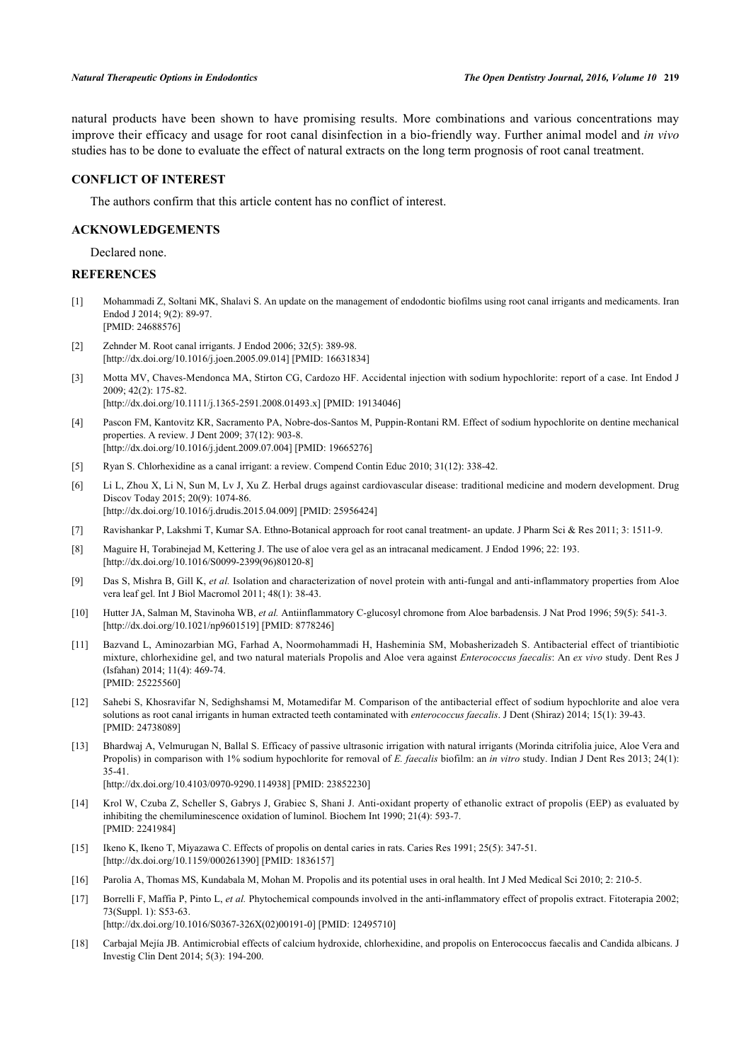natural products have been shown to have promising results. More combinations and various concentrations may improve their efficacy and usage for root canal disinfection in a bio-friendly way. Further animal model and *in vivo* studies has to be done to evaluate the effect of natural extracts on the long term prognosis of root canal treatment.

## CONFLICT OF INTEREST

The authors confirm that this article content has no conflict of interest.

## ACKNOWLEDGEMENTS

Declared none.

## REFERENCES

[1] Mohammadi Z, Soltani MK, Shalavi S. An update on the management of endodontic biofilms using root canal irrigants and medicaments. Iran Endod J 2014; 9(2): 89-97. [PMID: 24688576]

[2] Zehnder M. Root canal irrigants. J Endod 2006; 32(5): 389-98. [http://dx.doi.org/10.1016/j.joen.2005.09.014] [PMID: 16631834]

[3] Motta MV, Chaves-Mendonca MA, Stirton CG, Cardozo HF. Accidental injection with sodium hypochlorite: report of a case. Int Endod J 2009; 42(2): 175-82. [http://dx.doi.org/10.1111/j.1365-2591.2008.01493.x] [PMID: 19134046]

[4] Pascon FM, Kantovitz KR, Sacramento PA, Nobre-dos-Santos M, Puppin-Rontani RM. Effect of sodium hypochlorite on dentine mechanical properties. A review. J Dent 2009; 37(12): 903-8. [http://dx.doi.org/10.1016/j.jdent.2009.07.004] [PMID: 19665276]

[5] Ryan S. Chlorhexidine as a canal irrigant: a review. Compend Contin Educ 2010; 31(12): 338-42.

[6] Li L, Zhou X, Li N, Sun M, Lv J, Xu Z. Herbal drugs against cardiovascular disease: traditional medicine and modern development. Drug Discov Today 2015; 20(9): 1074-86. [http://dx.doi.org/10.1016/j.drudis.2015.04.009] [PMID: 25956424]

[7] Ravishankar P, Lakshmi T, Kumar SA. Ethno-Botanical approach for root canal treatment- an update. J Pharm Sci & Res 2011; 3: 1511-9.

[8] Maguire H, Torabinejad M, Kettering J. The use of aloe vera gel as an intracanal medicament. J Endod 1996; 22: 193. [http://dx.doi.org/10.1016/S0099-2399(96)80120-8]

[9] Das S, Mishra B, Gill K, *et al.* Isolation and characterization of novel protein with anti-fungal and anti-inflammatory properties from Aloe vera leaf gel. Int J Biol Macromol 2011; 48(1): 38-43.

[10] Hutter JA, Salman M, Stavinoha WB, *et al.* Antiinflammatory C-glucosyl chromone from Aloe barbadensis. J Nat Prod 1996; 59(5): 541-3. [http://dx.doi.org/10.1021/np9601519] [PMID: 8778246]

[11] Bazvand L, Aminozarbian MG, Farhad A, Noormohammadi H, Hasheminia SM, Mobasherizadeh S. Antibacterial effect of triantibiotic mixture, chlorhexidine gel, and two natural materials Propolis and Aloe vera against *Enterococcus faecalis*: An *ex vivo* study. Dent Res J (Isfahan) 2014; 11(4): 469-74. [PMID: 25225560]

[12] Sahebi S, Khosravifar N, Sedighshamsi M, Motamedifar M. Comparison of the antibacterial effect of sodium hypochlorite and aloe vera solutions as root canal irrigants in human extracted teeth contaminated with *enterococcus faecalis*. J Dent (Shiraz) 2014; 15(1): 39-43. [PMID: 24738089]

[13] Bhardwaj A, Velmurugan N, Ballal S. Efficacy of passive ultrasonic irrigation with natural irrigants (Morinda citrifolia juice, Aloe Vera and Propolis) in comparison with 1% sodium hypochlorite for removal of *E. faecalis* biofilm: an *in vitro* study. Indian J Dent Res 2013; 24(1): 35-41. [http://dx.doi.org/10.4103/0970-9290.114938] [PMID: 23852230]

[14] Krol W, Czuba Z, Scheller S, Gabrys J, Grabiec S, Shani J. Anti-oxidant property of ethanolic extract of propolis (EEP) as evaluated by inhibiting the chemiluminescence oxidation of luminol. Biochem Int 1990; 21(4): 593-7. [PMID: 2241984]

[15] Ikeno K, Ikeno T, Miyazawa C. Effects of propolis on dental caries in rats. Caries Res 1991; 25(5): 347-51. [http://dx.doi.org/10.1159/000261390] [PMID: 1836157]

[16] Parolia A, Thomas MS, Kundabala M, Mohan M. Propolis and its potential uses in oral health. Int J Med Medical Sci 2010; 2: 210-5.

[17] Borrelli F, Maffia P, Pinto L, *et al.* Phytochemical compounds involved in the anti-inflammatory effect of propolis extract. Fitoterapia 2002; 73(Suppl. 1): S53-63. [http://dx.doi.org/10.1016/S0367-326X(02)00191-0] [PMID: 12495710]

[18] Carbajal Mejía JB. Antimicrobial effects of calcium hydroxide, chlorhexidine, and propolis on Enterococcus faecalis and Candida albicans. J Investig Clin Dent 2014; 5(3): 194-200.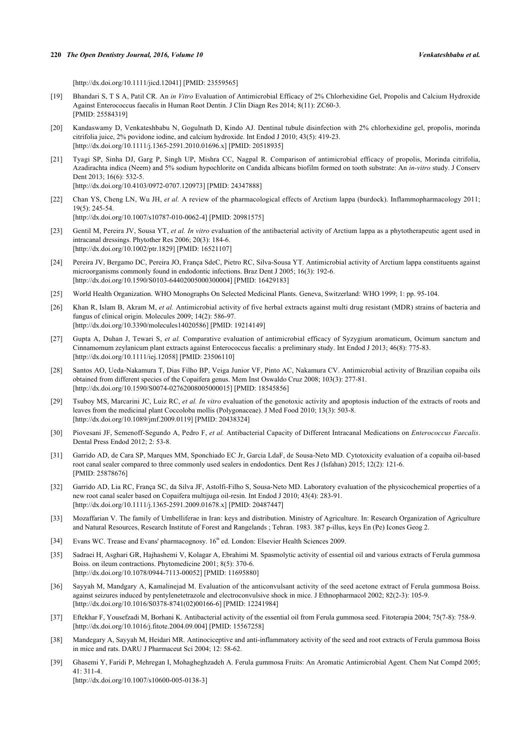[http://dx.doi.org/10.1111/jicd.12041] [PMID: 23559565]

[19] Bhandari S, T S A, Patil CR. An *in Vitro* Evaluation of Antimicrobial Efficacy of 2% Chlorhexidine Gel, Propolis and Calcium Hydroxide Against Enterococcus faecalis in Human Root Dentin. J Clin Diagn Res 2014; 8(11): ZC60-3.
[PMID: 25584319]

[20] Kandaswamy D, Venkateshbabu N, Gogulnath D, Kindo AJ. Dentinal tubule disinfection with 2% chlorhexidine gel, propolis, morinda citrifolia juice, 2% povidone iodine, and calcium hydroxide. Int Endod J 2010; 43(5): 419-23.
[http://dx.doi.org/10.1111/j.1365-2591.2010.01696.x] [PMID: 20518935]

[21] Tyagi SP, Sinha DJ, Garg P, Singh UP, Mishra CC, Nagpal R. Comparison of antimicrobial efficacy of propolis, Morinda citrifolia, Azadirachta indica (Neem) and 5% sodium hypochlorite on Candida albicans biofilm formed on tooth substrate: An *in-vitro* study. J Conserv Dent 2013; 16(6): 532-5.
[http://dx.doi.org/10.4103/0972-0707.120973] [PMID: 24347888]

[22] Chan YS, Cheng LN, Wu JH, *et al.* A review of the pharmacological effects of Arctium lappa (burdock). Inflammopharmacology 2011; 19(5): 245-54.
[http://dx.doi.org/10.1007/s10787-010-0062-4] [PMID: 20981575]

[23] Gentil M, Pereira JV, Sousa YT, *et al. In vitro* evaluation of the antibacterial activity of Arctium lappa as a phytotherapeutic agent used in intracanal dressings. Phytother Res 2006; 20(3): 184-6.
[http://dx.doi.org/10.1002/ptr.1829] [PMID: 16521107]

[24] Pereira JV, Bergamo DC, Pereira JO, França SdeC, Pietro RC, Silva-Sousa YT. Antimicrobial activity of Arctium lappa constituents against microorganisms commonly found in endodontic infections. Braz Dent J 2005; 16(3): 192-6.
[http://dx.doi.org/10.1590/S0103-64402005000300004] [PMID: 16429183]

[25] World Health Organization. WHO Monographs On Selected Medicinal Plants. Geneva, Switzerland: WHO 1999; 1: pp. 95-104.

[26] Khan R, Islam B, Akram M, *et al.* Antimicrobial activity of five herbal extracts against multi drug resistant (MDR) strains of bacteria and fungus of clinical origin. Molecules 2009; 14(2): 586-97.
[http://dx.doi.org/10.3390/molecules14020586] [PMID: 19214149]

[27] Gupta A, Duhan J, Tewari S, *et al.* Comparative evaluation of antimicrobial efficacy of Syzygium aromaticum, Ocimum sanctum and Cinnamomum zeylanicum plant extracts against Enterococcus faecalis: a preliminary study. Int Endod J 2013; 46(8): 775-83.
[http://dx.doi.org/10.1111/iej.12058] [PMID: 23506110]

[28] Santos AO, Ueda-Nakamura T, Dias Filho BP, Veiga Junior VF, Pinto AC, Nakamura CV. Antimicrobial activity of Brazilian copaiba oils obtained from different species of the Copaifera genus. Mem Inst Oswaldo Cruz 2008; 103(3): 277-81.
[http://dx.doi.org/10.1590/S0074-02762008005000015] [PMID: 18545856]

[29] Tsuboy MS, Marcarini JC, Luiz RC, *et al. In vitro* evaluation of the genotoxic activity and apoptosis induction of the extracts of roots and leaves from the medicinal plant Coccoloba mollis (Polygonaceae). J Med Food 2010; 13(3): 503-8.
[http://dx.doi.org/10.1089/jmf.2009.0119] [PMID: 20438324]

[30] Piovesani JF, Semenoff-Segundo A, Pedro F, *et al.* Antibacterial Capacity of Different Intracanal Medications on *Enterococcus Faecalis*. Dental Press Endod 2012; 2: 53-8.

[31] Garrido AD, de Cara SP, Marques MM, Sponchiado EC Jr, Garcia LdaF, de Sousa-Neto MD. Cytotoxicity evaluation of a copaiba oil-based root canal sealer compared to three commonly used sealers in endodontics. Dent Res J (Isfahan) 2015; 12(2): 121-6.
[PMID: 25878676]

[32] Garrido AD, Lia RC, França SC, da Silva JF, Astolfi-Filho S, Sousa-Neto MD. Laboratory evaluation of the physicochemical properties of a new root canal sealer based on Copaifera multijuga oil-resin. Int Endod J 2010; 43(4): 283-91.
[http://dx.doi.org/10.1111/j.1365-2591.2009.01678.x] [PMID: 20487447]

[33] Mozaffarian V. The family of Umbelliferae in Iran: keys and distribution. Ministry of Agriculture. In: Research Organization of Agriculture and Natural Resources, Research Institute of Forest and Rangelands ; Tehran. 1983. 387 p-illus, keys En (Pe) Icones Geog 2.

[34] Evans WC. Trease and Evans' pharmacognosy. 16th ed. London: Elsevier Health Sciences 2009.

[35] Sadraei H, Asghari GR, Hajhashemi V, Kolagar A, Ebrahimi M. Spasmolytic activity of essential oil and various extracts of Ferula gummosa Boiss. on ileum contractions. Phytomedicine 2001; 8(5): 370-6.
[http://dx.doi.org/10.1078/0944-7113-00052] [PMID: 11695880]

[36] Sayyah M, Mandgary A, Kamalinejad M. Evaluation of the anticonvulsant activity of the seed acetone extract of Ferula gummosa Boiss. against seizures induced by pentylenetetrazole and electroconvulsive shock in mice. J Ethnopharmacol 2002; 82(2-3): 105-9.
[http://dx.doi.org/10.1016/S0378-8741(02)00166-6] [PMID: 12241984]

[37] Eftekhar F, Yousefzadi M, Borhani K. Antibacterial activity of the essential oil from Ferula gummosa seed. Fitoterapia 2004; 75(7-8): 758-9.
[http://dx.doi.org/10.1016/j.fitote.2004.09.004] [PMID: 15567258]

[38] Mandegary A, Sayyah M, Heidari MR. Antinociceptive and anti-inflammatory activity of the seed and root extracts of Ferula gummosa Boiss in mice and rats. DARU J Pharmaceut Sci 2004; 12: 58-62.

[39] Ghasemi Y, Faridi P, Mehregan I, Mohagheghzadeh A. Ferula gummosa Fruits: An Aromatic Antimicrobial Agent. Chem Nat Compd 2005; 41: 311-4.
[http://dx.doi.org/10.1007/s10600-005-0138-3]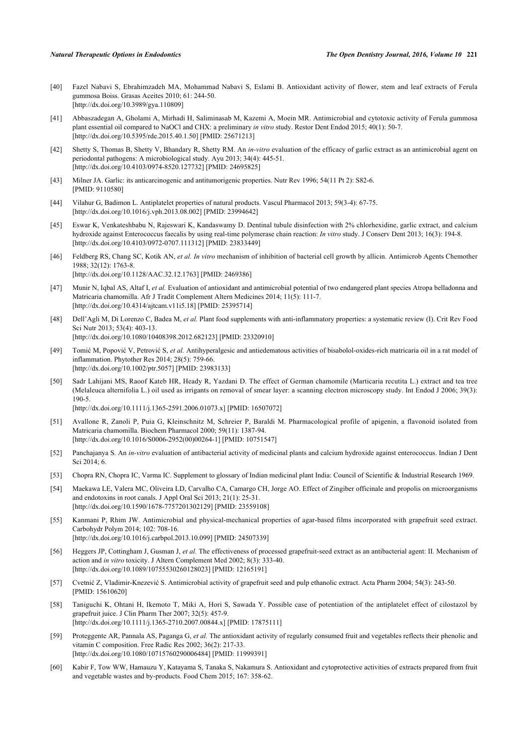[40] Fazel Nabavi S, Ebrahimzadeh MA, Mohammad Nabavi S, Eslami B. Antioxidant activity of flower, stem and leaf extracts of Ferula gummosa Boiss. Grasas Aceites 2010; 61: 244-50.
[http://dx.doi.org/10.3989/gya.110809]

[41] Abbaszadegan A, Gholami A, Mirhadi H, Saliminasab M, Kazemi A, Moein MR. Antimicrobial and cytotoxic activity of Ferula gummosa plant essential oil compared to NaOCl and CHX: a preliminary *in vitro* study. Restor Dent Endod 2015; 40(1): 50-7.
[http://dx.doi.org/10.5395/rde.2015.40.1.50] [PMID: 25671213]

[42] Shetty S, Thomas B, Shetty V, Bhandary R, Shetty RM. An *in-vitro* evaluation of the efficacy of garlic extract as an antimicrobial agent on periodontal pathogens: A microbiological study. Ayu 2013; 34(4): 445-51.
[http://dx.doi.org/10.4103/0974-8520.127732] [PMID: 24695825]

[43] Milner JA. Garlic: its anticarcinogenic and antitumorigenic properties. Nutr Rev 1996; 54(11 Pt 2): S82-6.
[PMID: 9110580]

[44] Vilahur G, Badimon L. Antiplatelet properties of natural products. Vascul Pharmacol 2013; 59(3-4): 67-75.
[http://dx.doi.org/10.1016/j.vph.2013.08.002] [PMID: 23994642]

[45] Eswar K, Venkateshbabu N, Rajeswari K, Kandaswamy D. Dentinal tubule disinfection with 2% chlorhexidine, garlic extract, and calcium hydroxide against Enterococcus faecalis by using real-time polymerase chain reaction: *In vitro* study. J Conserv Dent 2013; 16(3): 194-8.
[http://dx.doi.org/10.4103/0972-0707.111312] [PMID: 23833449]

[46] Feldberg RS, Chang SC, Kotik AN, *et al.* *In vitro* mechanism of inhibition of bacterial cell growth by allicin. Antimicrob Agents Chemother 1988; 32(12): 1763-8.
[http://dx.doi.org/10.1128/AAC.32.12.1763] [PMID: 2469386]

[47] Munir N, Iqbal AS, Altaf I, *et al.* Evaluation of antioxidant and antimicrobial potential of two endangered plant species Atropa belladonna and Matricaria chamomilla. Afr J Tradit Complement Altern Medicines 2014; 11(5): 111-7.
[http://dx.doi.org/10.4314/ajtcam.v11i5.18] [PMID: 25395714]

[48] Dell'Agli M, Di Lorenzo C, Badea M, *et al.* Plant food supplements with anti-inflammatory properties: a systematic review (I). Crit Rev Food Sci Nutr 2013; 53(4): 403-13.
[http://dx.doi.org/10.1080/10408398.2012.682123] [PMID: 23320910]

[49] Tomić M, Popović V, Petrović S, *et al.* Antihyperalgesic and antiedematous activities of bisabolol-oxides-rich matricaria oil in a rat model of inflammation. Phytother Res 2014; 28(5): 759-66.
[http://dx.doi.org/10.1002/ptr.5057] [PMID: 23983133]

[50] Sadr Lahijani MS, Raoof Kateb HR, Heady R, Yazdani D. The effect of German chamomile (Marticaria recutita L.) extract and tea tree (Melaleuca alternifolia L.) oil used as irrigants on removal of smear layer: a scanning electron microscopy study. Int Endod J 2006; 39(3): 190-5.
[http://dx.doi.org/10.1111/j.1365-2591.2006.01073.x] [PMID: 16507072]

[51] Avallone R, Zanoli P, Puia G, Kleinschnitz M, Schreier P, Baraldi M. Pharmacological profile of apigenin, a flavonoid isolated from Matricaria chamomilla. Biochem Pharmacol 2000; 59(11): 1387-94.
[http://dx.doi.org/10.1016/S0006-2952(00)00264-1] [PMID: 10751547]

[52] Panchajanya S. An *in-vitro* evaluation of antibacterial activity of medicinal plants and calcium hydroxide against enterococcus. Indian J Dent Sci 2014; 6.

[53] Chopra RN, Chopra IC, Varma IC. Supplement to glossary of Indian medicinal plant India: Council of Scientific & Industrial Research 1969.

[54] Maekawa LE, Valera MC, Oliveira LD, Carvalho CA, Camargo CH, Jorge AO. Effect of Zingiber officinale and propolis on microorganisms and endotoxins in root canals. J Appl Oral Sci 2013; 21(1): 25-31.
[http://dx.doi.org/10.1590/1678-7757201302129] [PMID: 23559108]

[55] Kanmani P, Rhim JW. Antimicrobial and physical-mechanical properties of agar-based films incorporated with grapefruit seed extract. Carbohydr Polym 2014; 102: 708-16.
[http://dx.doi.org/10.1016/j.carbpol.2013.10.099] [PMID: 24507339]

[56] Heggers JP, Cottingham J, Gusman J, *et al.* The effectiveness of processed grapefruit-seed extract as an antibacterial agent: II. Mechanism of action and *in vitro* toxicity. J Altern Complement Med 2002; 8(3): 333-40.
[http://dx.doi.org/10.1089/10755530260128023] [PMID: 12165191]

[57] Cvetnić Z, Vladimir-Knezević S. Antimicrobial activity of grapefruit seed and pulp ethanolic extract. Acta Pharm 2004; 54(3): 243-50.
[PMID: 15610620]

[58] Taniguchi K, Ohtani H, Ikemoto T, Miki A, Hori S, Sawada Y. Possible case of potentiation of the antiplatelet effect of cilostazol by grapefruit juice. J Clin Pharm Ther 2007; 32(5): 457-9.
[http://dx.doi.org/10.1111/j.1365-2710.2007.00844.x] [PMID: 17875111]

[59] Proteggente AR, Pannala AS, Paganga G, *et al.* The antioxidant activity of regularly consumed fruit and vegetables reflects their phenolic and vitamin C composition. Free Radic Res 2002; 36(2): 217-33.
[http://dx.doi.org/10.1080/10715760290006484] [PMID: 11999391]

[60] Kabir F, Tow WW, Hamauzu Y, Katayama S, Tanaka S, Nakamura S. Antioxidant and cytoprotective activities of extracts prepared from fruit and vegetable wastes and by-products. Food Chem 2015; 167: 358-62.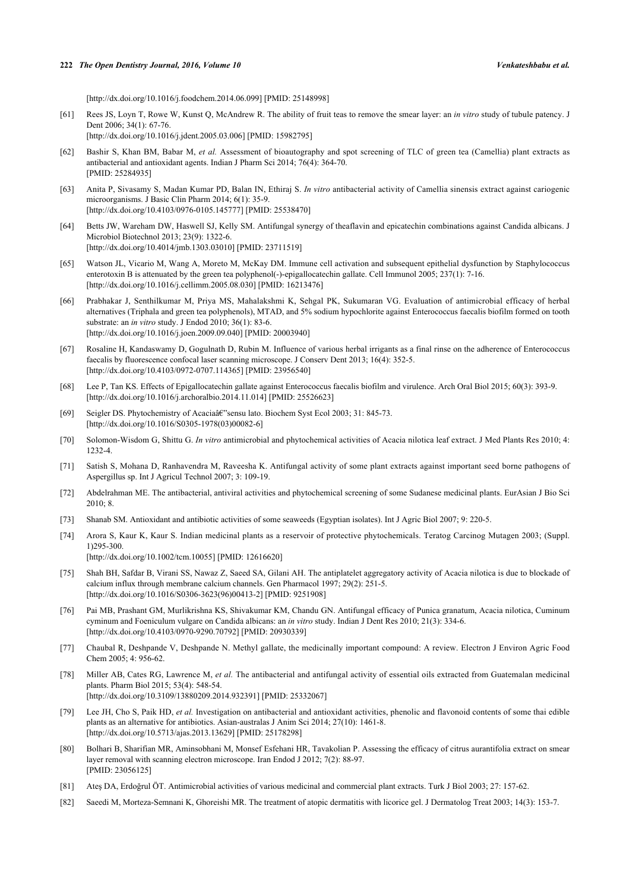[http://dx.doi.org/10.1016/j.foodchem.2014.06.099] [PMID: 25148998]

[61] Rees JS, Loyn T, Rowe W, Kunst Q, McAndrew R. The ability of fruit teas to remove the smear layer: an *in vitro* study of tubule patency. J Dent 2006; 34(1): 67-76.
[http://dx.doi.org/10.1016/j.jdent.2005.03.006] [PMID: 15982795]

[62] Bashir S, Khan BM, Babar M, *et al.* Assessment of bioautography and spot screening of TLC of green tea (Camellia) plant extracts as antibacterial and antioxidant agents. Indian J Pharm Sci 2014; 76(4): 364-70.
[PMID: 25284935]

[63] Anita P, Sivasamy S, Madan Kumar PD, Balan IN, Ethiraj S. *In vitro* antibacterial activity of Camellia sinensis extract against cariogenic microorganisms. J Basic Clin Pharm 2014; 6(1): 35-9.
[http://dx.doi.org/10.4103/0976-0105.145777] [PMID: 25538470]

[64] Betts JW, Wareham DW, Haswell SJ, Kelly SM. Antifungal synergy of theaflavin and epicatechin combinations against Candida albicans. J Microbiol Biotechnol 2013; 23(9): 1322-6.
[http://dx.doi.org/10.4014/jmb.1303.03010] [PMID: 23711519]

[65] Watson JL, Vicario M, Wang A, Moreto M, McKay DM. Immune cell activation and subsequent epithelial dysfunction by Staphylococcus enterotoxin B is attenuated by the green tea polyphenol(-)-epigallocatechin gallate. Cell Immunol 2005; 237(1): 7-16.
[http://dx.doi.org/10.1016/j.cellimm.2005.08.030] [PMID: 16213476]

[66] Prabhakar J, Senthilkumar M, Priya MS, Mahalakshmi K, Sehgal PK, Sukumaran VG. Evaluation of antimicrobial efficacy of herbal alternatives (Triphala and green tea polyphenols), MTAD, and 5% sodium hypochlorite against Enterococcus faecalis biofilm formed on tooth substrate: an *in vitro* study. J Endod 2010; 36(1): 83-6.
[http://dx.doi.org/10.1016/j.joen.2009.09.040] [PMID: 20003940]

[67] Rosaline H, Kandaswamy D, Gogulnath D, Rubin M. Influence of various herbal irrigants as a final rinse on the adherence of Enterococcus faecalis by fluorescence confocal laser scanning microscope. J Conserv Dent 2013; 16(4): 352-5.
[http://dx.doi.org/10.4103/0972-0707.114365] [PMID: 23956540]

[68] Lee P, Tan KS. Effects of Epigallocatechin gallate against Enterococcus faecalis biofilm and virulence. Arch Oral Biol 2015; 60(3): 393-9.
[http://dx.doi.org/10.1016/j.archoralbio.2014.11.014] [PMID: 25526623]

[69] Seigler DS. Phytochemistry of Acaciaâ€"sensu lato. Biochem Syst Ecol 2003; 31: 845-73.
[http://dx.doi.org/10.1016/S0305-1978(03)00082-6]

[70] Solomon-Wisdom G, Shittu G. *In vitro* antimicrobial and phytochemical activities of Acacia nilotica leaf extract. J Med Plants Res 2010; 4: 1232-4.

[71] Satish S, Mohana D, Ranhavendra M, Raveesha K. Antifungal activity of some plant extracts against important seed borne pathogens of Aspergillus sp. Int J Agricul Technol 2007; 3: 109-19.

[72] Abdelrahman ME. The antibacterial, antiviral activities and phytochemical screening of some Sudanese medicinal plants. EurAsian J Bio Sci 2010; 8.

[73] Shanab SM. Antioxidant and antibiotic activities of some seaweeds (Egyptian isolates). Int J Agric Biol 2007; 9: 220-5.

[74] Arora S, Kaur K, Kaur S. Indian medicinal plants as a reservoir of protective phytochemicals. Teratog Carcinog Mutagen 2003; (Suppl. 1)295-300.
[http://dx.doi.org/10.1002/tcm.10055] [PMID: 12616620]

[75] Shah BH, Safdar B, Virani SS, Nawaz Z, Saeed SA, Gilani AH. The antiplatelet aggregatory activity of Acacia nilotica is due to blockade of calcium influx through membrane calcium channels. Gen Pharmacol 1997; 29(2): 251-5.
[http://dx.doi.org/10.1016/S0306-3623(96)00413-2] [PMID: 9251908]

[76] Pai MB, Prashant GM, Murlikrishna KS, Shivakumar KM, Chandu GN. Antifungal efficacy of Punica granatum, Acacia nilotica, Cuminum cyminum and Foeniculum vulgare on Candida albicans: an *in vitro* study. Indian J Dent Res 2010; 21(3): 334-6.
[http://dx.doi.org/10.4103/0970-9290.70792] [PMID: 20930339]

[77] Chaubal R, Deshpande V, Deshpande N. Methyl gallate, the medicinally important compound: A review. Electron J Environ Agric Food Chem 2005; 4: 956-62.

[78] Miller AB, Cates RG, Lawrence M, *et al.* The antibacterial and antifungal activity of essential oils extracted from Guatemalan medicinal plants. Pharm Biol 2015; 53(4): 548-54.
[http://dx.doi.org/10.3109/13880209.2014.932391] [PMID: 25332067]

[79] Lee JH, Cho S, Paik HD, *et al.* Investigation on antibacterial and antioxidant activities, phenolic and flavonoid contents of some thai edible plants as an alternative for antibiotics. Asian-australas J Anim Sci 2014; 27(10): 1461-8.
[http://dx.doi.org/10.5713/ajas.2013.13629] [PMID: 25178298]

[80] Bolhari B, Sharifian MR, Aminsobhani M, Monsef Esfehani HR, Tavakolian P. Assessing the efficacy of citrus aurantifolia extract on smear layer removal with scanning electron microscope. Iran Endod J 2012; 7(2): 88-97.
[PMID: 23056125]

[81] Ateş DA, Erdoğrul ÖT. Antimicrobial activities of various medicinal and commercial plant extracts. Turk J Biol 2003; 27: 157-62.

[82] Saeedi M, Morteza-Semnani K, Ghoreishi MR. The treatment of atopic dermatitis with licorice gel. J Dermatolog Treat 2003; 14(3): 153-7.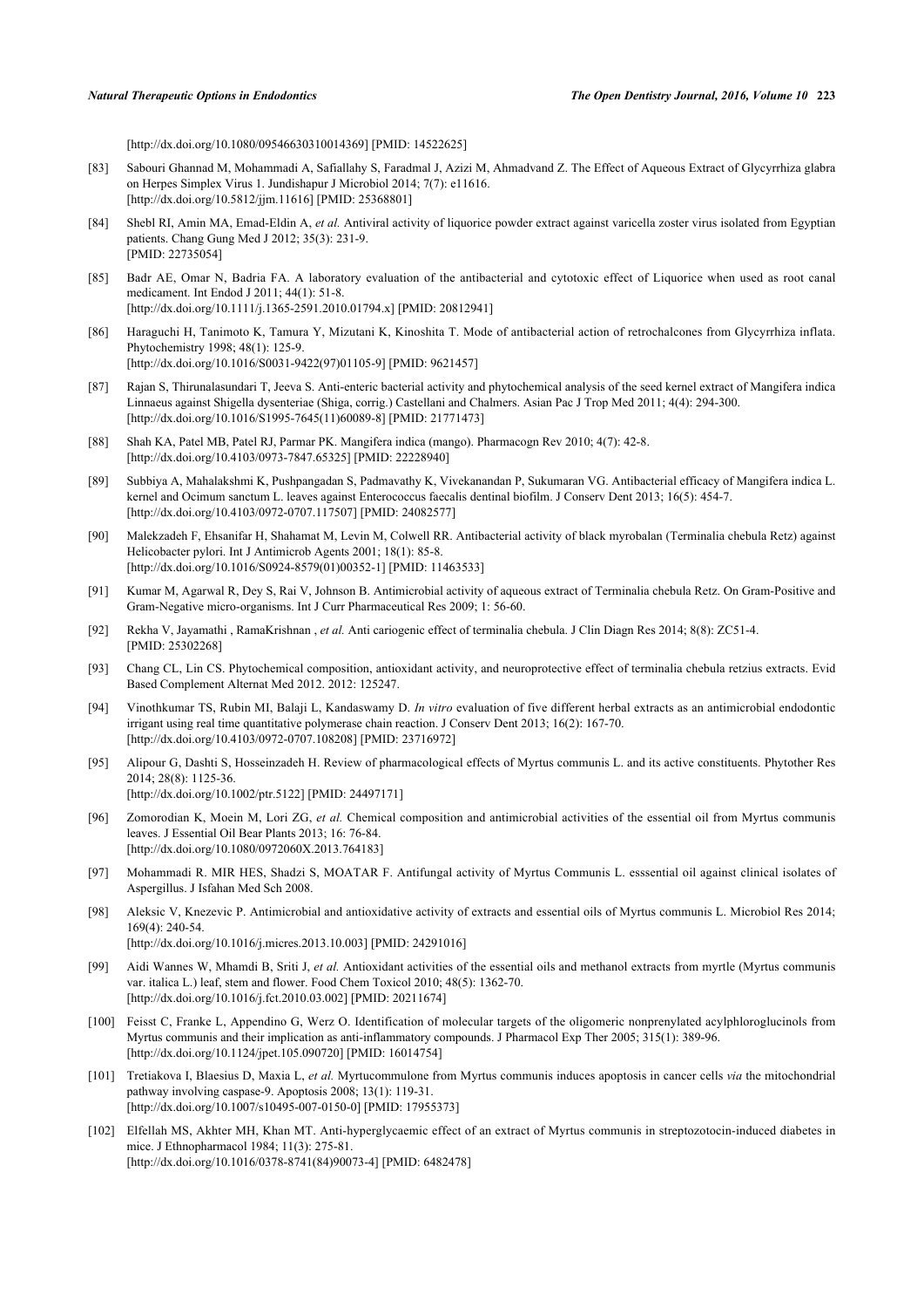[http://dx.doi.org/10.1080/09546630310014369] [PMID: 14522625]

[83] Sabouri Ghannad M, Mohammadi A, Safiallahy S, Faradmal J, Azizi M, Ahmadvand Z. The Effect of Aqueous Extract of Glycyrrhiza glabra on Herpes Simplex Virus 1. Jundishapur J Microbiol 2014; 7(7): e11616.
[http://dx.doi.org/10.5812/jjm.11616] [PMID: 25368801]

[84] Shebl RI, Amin MA, Emad-Eldin A, *et al.* Antiviral activity of liquorice powder extract against varicella zoster virus isolated from Egyptian patients. Chang Gung Med J 2012; 35(3): 231-9.
[PMID: 22735054]

[85] Badr AE, Omar N, Badria FA. A laboratory evaluation of the antibacterial and cytotoxic effect of Liquorice when used as root canal medicament. Int Endod J 2011; 44(1): 51-8.
[http://dx.doi.org/10.1111/j.1365-2591.2010.01794.x] [PMID: 20812941]

[86] Haraguchi H, Tanimoto K, Tamura Y, Mizutani K, Kinoshita T. Mode of antibacterial action of retrochalcones from Glycyrrhiza inflata. Phytochemistry 1998; 48(1): 125-9.
[http://dx.doi.org/10.1016/S0031-9422(97)01105-9] [PMID: 9621457]

[87] Rajan S, Thirunalasundari T, Jeeva S. Anti-enteric bacterial activity and phytochemical analysis of the seed kernel extract of Mangifera indica Linnaeus against Shigella dysenteriae (Shiga, corrig.) Castellani and Chalmers. Asian Pac J Trop Med 2011; 4(4): 294-300.
[http://dx.doi.org/10.1016/S1995-7645(11)60089-8] [PMID: 21771473]

[88] Shah KA, Patel MB, Patel RJ, Parmar PK. Mangifera indica (mango). Pharmacogn Rev 2010; 4(7): 42-8.
[http://dx.doi.org/10.4103/0973-7847.65325] [PMID: 22228940]

[89] Subbiya A, Mahalakshmi K, Pushpangadan S, Padmavathy K, Vivekanandan P, Sukumaran VG. Antibacterial efficacy of Mangifera indica L. kernel and Ocimum sanctum L. leaves against Enterococcus faecalis dentinal biofilm. J Conserv Dent 2013; 16(5): 454-7.
[http://dx.doi.org/10.4103/0972-0707.117507] [PMID: 24082577]

[90] Malekzadeh F, Ehsanifar H, Shahamat M, Levin M, Colwell RR. Antibacterial activity of black myrobalan (Terminalia chebula Retz) against Helicobacter pylori. Int J Antimicrob Agents 2001; 18(1): 85-8.
[http://dx.doi.org/10.1016/S0924-8579(01)00352-1] [PMID: 11463533]

[91] Kumar M, Agarwal R, Dey S, Rai V, Johnson B. Antimicrobial activity of aqueous extract of Terminalia chebula Retz. On Gram-Positive and Gram-Negative micro-organisms. Int J Curr Pharmaceutical Res 2009; 1: 56-60.

[92] Rekha V, Jayamathi , RamaKrishnan , *et al.* Anti cariogenic effect of terminalia chebula. J Clin Diagn Res 2014; 8(8): ZC51-4.
[PMID: 25302268]

[93] Chang CL, Lin CS. Phytochemical composition, antioxidant activity, and neuroprotective effect of terminalia chebula retzius extracts. Evid Based Complement Alternat Med 2012. 2012: 125247.

[94] Vinothkumar TS, Rubin MI, Balaji L, Kandaswamy D. *In vitro* evaluation of five different herbal extracts as an antimicrobial endodontic irrigant using real time quantitative polymerase chain reaction. J Conserv Dent 2013; 16(2): 167-70.
[http://dx.doi.org/10.4103/0972-0707.108208] [PMID: 23716972]

[95] Alipour G, Dashti S, Hosseinzadeh H. Review of pharmacological effects of Myrtus communis L. and its active constituents. Phytother Res 2014; 28(8): 1125-36.
[http://dx.doi.org/10.1002/ptr.5122] [PMID: 24497171]

[96] Zomorodian K, Moein M, Lori ZG, *et al.* Chemical composition and antimicrobial activities of the essential oil from Myrtus communis leaves. J Essential Oil Bear Plants 2013; 16: 76-84.
[http://dx.doi.org/10.1080/0972060X.2013.764183]

[97] Mohammadi R. MIR HES, Shadzi S, MOATAR F. Antifungal activity of Myrtus Communis L. esssential oil against clinical isolates of Aspergillus. J Isfahan Med Sch 2008.

[98] Aleksic V, Knezevic P. Antimicrobial and antioxidative activity of extracts and essential oils of Myrtus communis L. Microbiol Res 2014; 169(4): 240-54.
[http://dx.doi.org/10.1016/j.micres.2013.10.003] [PMID: 24291016]

[99] Aidi Wannes W, Mhamdi B, Sriti J, *et al.* Antioxidant activities of the essential oils and methanol extracts from myrtle (Myrtus communis var. italica L.) leaf, stem and flower. Food Chem Toxicol 2010; 48(5): 1362-70.
[http://dx.doi.org/10.1016/j.fct.2010.03.002] [PMID: 20211674]

[100] Feisst C, Franke L, Appendino G, Werz O. Identification of molecular targets of the oligomeric nonprenylated acylphloroglucinols from Myrtus communis and their implication as anti-inflammatory compounds. J Pharmacol Exp Ther 2005; 315(1): 389-96.
[http://dx.doi.org/10.1124/jpet.105.090720] [PMID: 16014754]

[101] Tretiakova I, Blaesius D, Maxia L, *et al.* Myrtucommulone from Myrtus communis induces apoptosis in cancer cells *via* the mitochondrial pathway involving caspase-9. Apoptosis 2008; 13(1): 119-31.
[http://dx.doi.org/10.1007/s10495-007-0150-0] [PMID: 17955373]

[102] Elfellah MS, Akhter MH, Khan MT. Anti-hyperglycaemic effect of an extract of Myrtus communis in streptozotocin-induced diabetes in mice. J Ethnopharmacol 1984; 11(3): 275-81.
[http://dx.doi.org/10.1016/0378-8741(84)90073-4] [PMID: 6482478]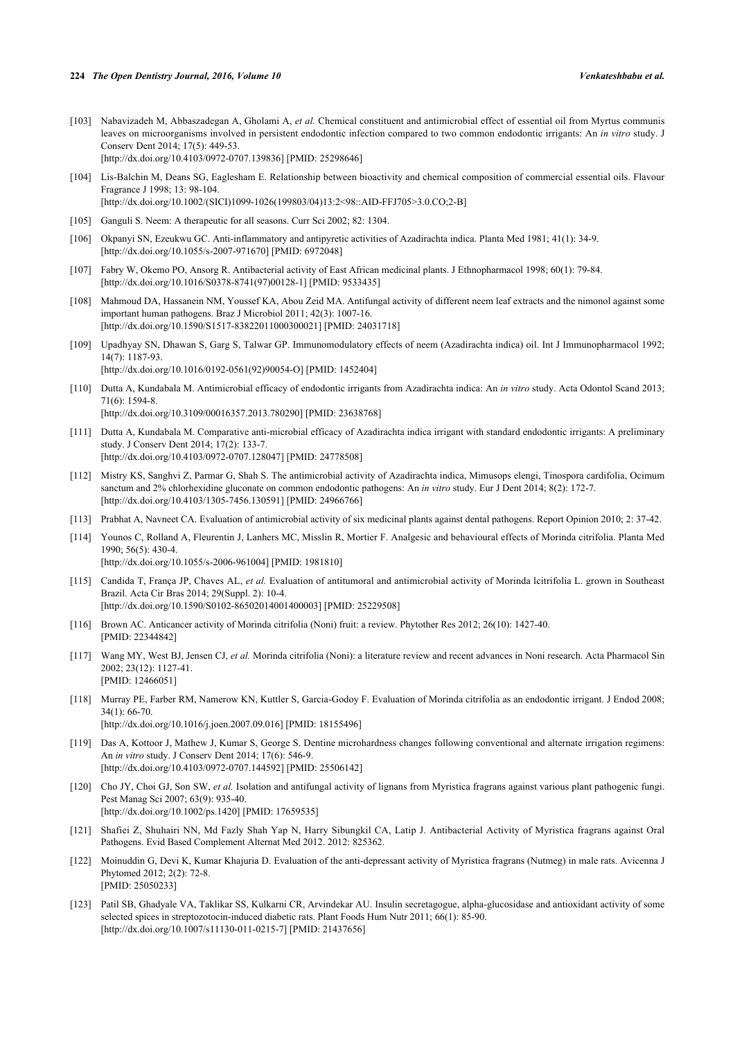[103] Nabavizadeh M, Abbaszadegan A, Gholami A, *et al.* Chemical constituent and antimicrobial effect of essential oil from Myrtus communis leaves on microorganisms involved in persistent endodontic infection compared to two common endodontic irrigants: An *in vitro* study. J Conserv Dent 2014; 17(5): 449-53.
[http://dx.doi.org/10.4103/0972-0707.139836] [PMID: 25298646]

[104] Lis-Balchin M, Deans SG, Eaglesham E. Relationship between bioactivity and chemical composition of commercial essential oils. Flavour Fragrance J 1998; 13: 98-104.
[http://dx.doi.org/10.1002/(SICI)1099-1026(199803/04)13:2<98::AID-FFJ705>3.0.CO;2-B]

[105] Ganguli S. Neem: A therapeutic for all seasons. Curr Sci 2002; 82: 1304.

[106] Okpanyi SN, Ezeukwu GC. Anti-inflammatory and antipyretic activities of Azadirachta indica. Planta Med 1981; 41(1): 34-9.
[http://dx.doi.org/10.1055/s-2007-971670] [PMID: 6972048]

[107] Fabry W, Okemo PO, Ansorg R. Antibacterial activity of East African medicinal plants. J Ethnopharmacol 1998; 60(1): 79-84.
[http://dx.doi.org/10.1016/S0378-8741(97)00128-1] [PMID: 9533435]

[108] Mahmoud DA, Hassanein NM, Youssef KA, Abou Zeid MA. Antifungal activity of different neem leaf extracts and the nimonol against some important human pathogens. Braz J Microbiol 2011; 42(3): 1007-16.
[http://dx.doi.org/10.1590/S1517-83822011000300021] [PMID: 24031718]

[109] Upadhyay SN, Dhawan S, Garg S, Talwar GP. Immunomodulatory effects of neem (Azadirachta indica) oil. Int J Immunopharmacol 1992; 14(7): 1187-93.
[http://dx.doi.org/10.1016/0192-0561(92)90054-O] [PMID: 1452404]

[110] Dutta A, Kundabala M. Antimicrobial efficacy of endodontic irrigants from Azadirachta indica: An *in vitro* study. Acta Odontol Scand 2013; 71(6): 1594-8.
[http://dx.doi.org/10.3109/00016357.2013.780290] [PMID: 23638768]

[111] Dutta A, Kundabala M. Comparative anti-microbial efficacy of Azadirachta indica irrigant with standard endodontic irrigants: A preliminary study. J Conserv Dent 2014; 17(2): 133-7.
[http://dx.doi.org/10.4103/0972-0707.128047] [PMID: 24778508]

[112] Mistry KS, Sanghvi Z, Parmar G, Shah S. The antimicrobial activity of Azadirachta indica, Mimusops elengi, Tinospora cardifolia, Ocimum sanctum and 2% chlorhexidine gluconate on common endodontic pathogens: An *in vitro* study. Eur J Dent 2014; 8(2): 172-7.
[http://dx.doi.org/10.4103/1305-7456.130591] [PMID: 24966766]

[113] Prabhat A, Navneet CA. Evaluation of antimicrobial activity of six medicinal plants against dental pathogens. Report Opinion 2010; 2: 37-42.

[114] Younos C, Rolland A, Fleurentin J, Lanhers MC, Misslin R, Mortier F. Analgesic and behavioural effects of Morinda citrifolia. Planta Med 1990; 56(5): 430-4.
[http://dx.doi.org/10.1055/s-2006-961004] [PMID: 1981810]

[115] Candida T, França JP, Chaves AL, *et al.* Evaluation of antitumoral and antimicrobial activity of Morinda lcitrifolia L. grown in Southeast Brazil. Acta Cir Bras 2014; 29(Suppl. 2): 10-4.
[http://dx.doi.org/10.1590/S0102-86502014001400003] [PMID: 25229508]

[116] Brown AC. Anticancer activity of Morinda citrifolia (Noni) fruit: a review. Phytother Res 2012; 26(10): 1427-40.
[PMID: 22344842]

[117] Wang MY, West BJ, Jensen CJ, *et al.* Morinda citrifolia (Noni): a literature review and recent advances in Noni research. Acta Pharmacol Sin 2002; 23(12): 1127-41.
[PMID: 12466051]

[118] Murray PE, Farber RM, Namerow KN, Kuttler S, Garcia-Godoy F. Evaluation of Morinda citrifolia as an endodontic irrigant. J Endod 2008; 34(1): 66-70.
[http://dx.doi.org/10.1016/j.joen.2007.09.016] [PMID: 18155496]

[119] Das A, Kottoor J, Mathew J, Kumar S, George S. Dentine microhardness changes following conventional and alternate irrigation regimens: An *in vitro* study. J Conserv Dent 2014; 17(6): 546-9.
[http://dx.doi.org/10.4103/0972-0707.144592] [PMID: 25506142]

[120] Cho JY, Choi GJ, Son SW, *et al.* Isolation and antifungal activity of lignans from Myristica fragrans against various plant pathogenic fungi. Pest Manag Sci 2007; 63(9): 935-40.
[http://dx.doi.org/10.1002/ps.1420] [PMID: 17659535]

[121] Shafiei Z, Shuhairi NN, Md Fazly Shah Yap N, Harry Sibungkil CA, Latip J. Antibacterial Activity of Myristica fragrans against Oral Pathogens. Evid Based Complement Alternat Med 2012. 2012: 825362.

[122] Moinuddin G, Devi K, Kumar Khajuria D. Evaluation of the anti-depressant activity of Myristica fragrans (Nutmeg) in male rats. Avicenna J Phytomed 2012; 2(2): 72-8.
[PMID: 25050233]

[123] Patil SB, Ghadyale VA, Taklikar SS, Kulkarni CR, Arvindekar AU. Insulin secretagogue, alpha-glucosidase and antioxidant activity of some selected spices in streptozotocin-induced diabetic rats. Plant Foods Hum Nutr 2011; 66(1): 85-90.
[http://dx.doi.org/10.1007/s11130-011-0215-7] [PMID: 21437656]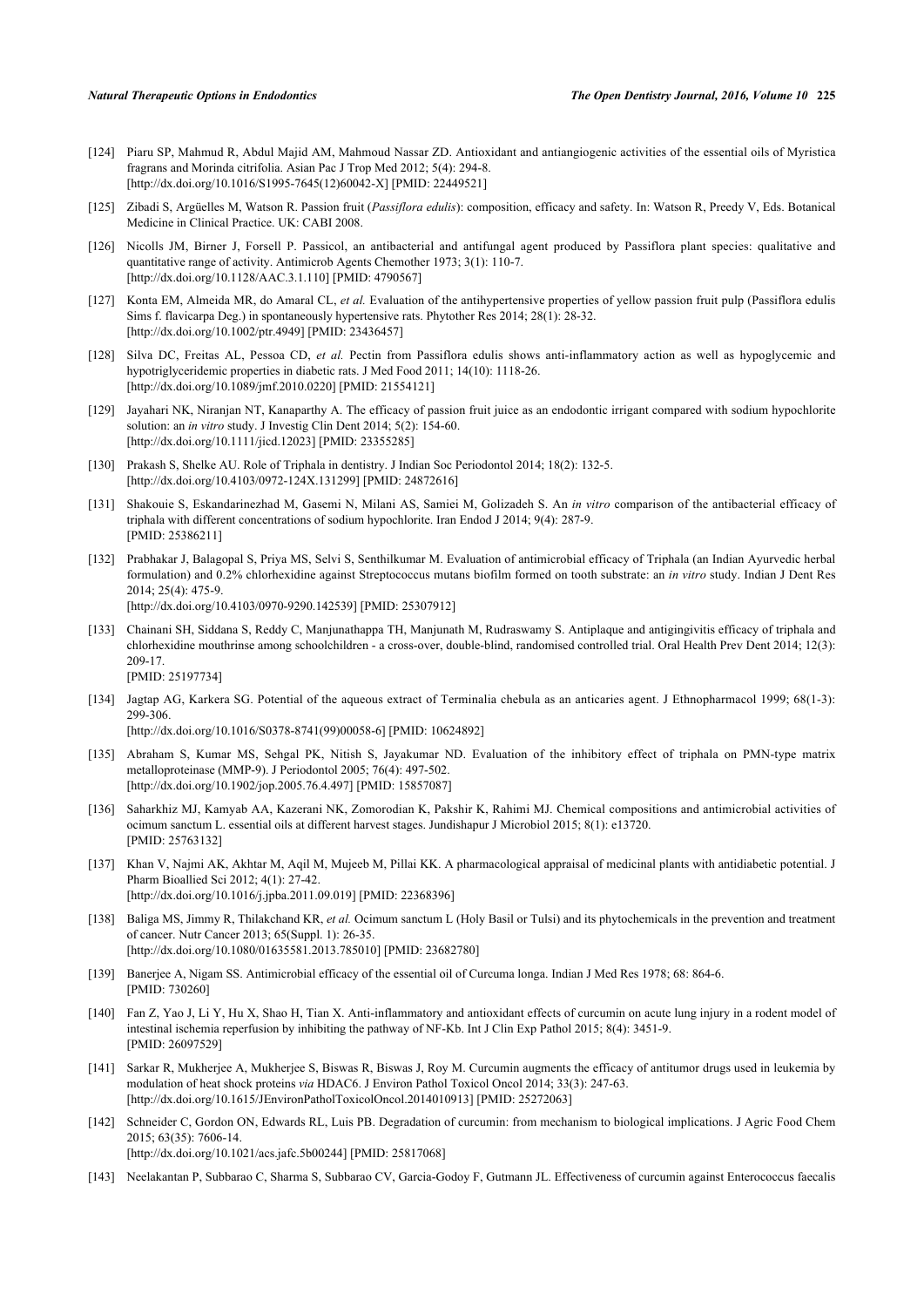[124] Piaru SP, Mahmud R, Abdul Majid AM, Mahmoud Nassar ZD. Antioxidant and antiangiogenic activities of the essential oils of Myristica fragrans and Morinda citrifolia. Asian Pac J Trop Med 2012; 5(4): 294-8. [http://dx.doi.org/10.1016/S1995-7645(12)60042-X] [PMID: 22449521]

[125] Zibadi S, Argüelles M, Watson R. Passion fruit (*Passiflora edulis*): composition, efficacy and safety. In: Watson R, Preedy V, Eds. Botanical Medicine in Clinical Practice. UK: CABI 2008.

[126] Nicolls JM, Birner J, Forsell P. Passicol, an antibacterial and antifungal agent produced by Passiflora plant species: qualitative and quantitative range of activity. Antimicrob Agents Chemother 1973; 3(1): 110-7. [http://dx.doi.org/10.1128/AAC.3.1.110] [PMID: 4790567]

[127] Konta EM, Almeida MR, do Amaral CL, *et al.* Evaluation of the antihypertensive properties of yellow passion fruit pulp (Passiflora edulis Sims f. flavicarpa Deg.) in spontaneously hypertensive rats. Phytother Res 2014; 28(1): 28-32. [http://dx.doi.org/10.1002/ptr.4949] [PMID: 23436457]

[128] Silva DC, Freitas AL, Pessoa CD, *et al.* Pectin from Passiflora edulis shows anti-inflammatory action as well as hypoglycemic and hypotriglyceridemic properties in diabetic rats. J Med Food 2011; 14(10): 1118-26. [http://dx.doi.org/10.1089/jmf.2010.0220] [PMID: 21554121]

[129] Jayahari NK, Niranjan NT, Kanaparthy A. The efficacy of passion fruit juice as an endodontic irrigant compared with sodium hypochlorite solution: an *in vitro* study. J Investig Clin Dent 2014; 5(2): 154-60. [http://dx.doi.org/10.1111/jicd.12023] [PMID: 23355285]

[130] Prakash S, Shelke AU. Role of Triphala in dentistry. J Indian Soc Periodontol 2014; 18(2): 132-5. [http://dx.doi.org/10.4103/0972-124X.131299] [PMID: 24872616]

[131] Shakouie S, Eskandarinezhad M, Gasemi N, Milani AS, Samiei M, Golizadeh S. An *in vitro* comparison of the antibacterial efficacy of triphala with different concentrations of sodium hypochlorite. Iran Endod J 2014; 9(4): 287-9. [PMID: 25386211]

[132] Prabhakar J, Balagopal S, Priya MS, Selvi S, Senthilkumar M. Evaluation of antimicrobial efficacy of Triphala (an Indian Ayurvedic herbal formulation) and 0.2% chlorhexidine against Streptococcus mutans biofilm formed on tooth substrate: an *in vitro* study. Indian J Dent Res 2014; 25(4): 475-9. [http://dx.doi.org/10.4103/0970-9290.142539] [PMID: 25307912]

[133] Chainani SH, Siddana S, Reddy C, Manjunathappa TH, Manjunath M, Rudraswamy S. Antiplaque and antigingivitis efficacy of triphala and chlorhexidine mouthrinse among schoolchildren - a cross-over, double-blind, randomised controlled trial. Oral Health Prev Dent 2014; 12(3): 209-17. [PMID: 25197734]

[134] Jagtap AG, Karkera SG. Potential of the aqueous extract of Terminalia chebula as an anticaries agent. J Ethnopharmacol 1999; 68(1-3): 299-306. [http://dx.doi.org/10.1016/S0378-8741(99)00058-6] [PMID: 10624892]

[135] Abraham S, Kumar MS, Sehgal PK, Nitish S, Jayakumar ND. Evaluation of the inhibitory effect of triphala on PMN-type matrix metalloproteinase (MMP-9). J Periodontol 2005; 76(4): 497-502. [http://dx.doi.org/10.1902/jop.2005.76.4.497] [PMID: 15857087]

[136] Saharkhiz MJ, Kamyab AA, Kazerani NK, Zomorodian K, Pakshir K, Rahimi MJ. Chemical compositions and antimicrobial activities of ocimum sanctum L. essential oils at different harvest stages. Jundishapur J Microbiol 2015; 8(1): e13720. [PMID: 25763132]

[137] Khan V, Najmi AK, Akhtar M, Aqil M, Mujeeb M, Pillai KK. A pharmacological appraisal of medicinal plants with antidiabetic potential. J Pharm Bioallied Sci 2012; 4(1): 27-42. [http://dx.doi.org/10.1016/j.jpba.2011.09.019] [PMID: 22368396]

[138] Baliga MS, Jimmy R, Thilakchand KR, *et al.* Ocimum sanctum L (Holy Basil or Tulsi) and its phytochemicals in the prevention and treatment of cancer. Nutr Cancer 2013; 65(Suppl. 1): 26-35. [http://dx.doi.org/10.1080/01635581.2013.785010] [PMID: 23682780]

[139] Banerjee A, Nigam SS. Antimicrobial efficacy of the essential oil of Curcuma longa. Indian J Med Res 1978; 68: 864-6. [PMID: 730260]

[140] Fan Z, Yao J, Li Y, Hu X, Shao H, Tian X. Anti-inflammatory and antioxidant effects of curcumin on acute lung injury in a rodent model of intestinal ischemia reperfusion by inhibiting the pathway of NF-Kb. Int J Clin Exp Pathol 2015; 8(4): 3451-9. [PMID: 26097529]

[141] Sarkar R, Mukherjee A, Mukherjee S, Biswas R, Biswas J, Roy M. Curcumin augments the efficacy of antitumor drugs used in leukemia by modulation of heat shock proteins *via* HDAC6. J Environ Pathol Toxicol Oncol 2014; 33(3): 247-63. [http://dx.doi.org/10.1615/JEnvironPatholToxicolOncol.2014010913] [PMID: 25272063]

[142] Schneider C, Gordon ON, Edwards RL, Luis PB. Degradation of curcumin: from mechanism to biological implications. J Agric Food Chem 2015; 63(35): 7606-14. [http://dx.doi.org/10.1021/acs.jafc.5b00244] [PMID: 25817068]

[143] Neelakantan P, Subbarao C, Sharma S, Subbarao CV, Garcia-Godoy F, Gutmann JL. Effectiveness of curcumin against Enterococcus faecalis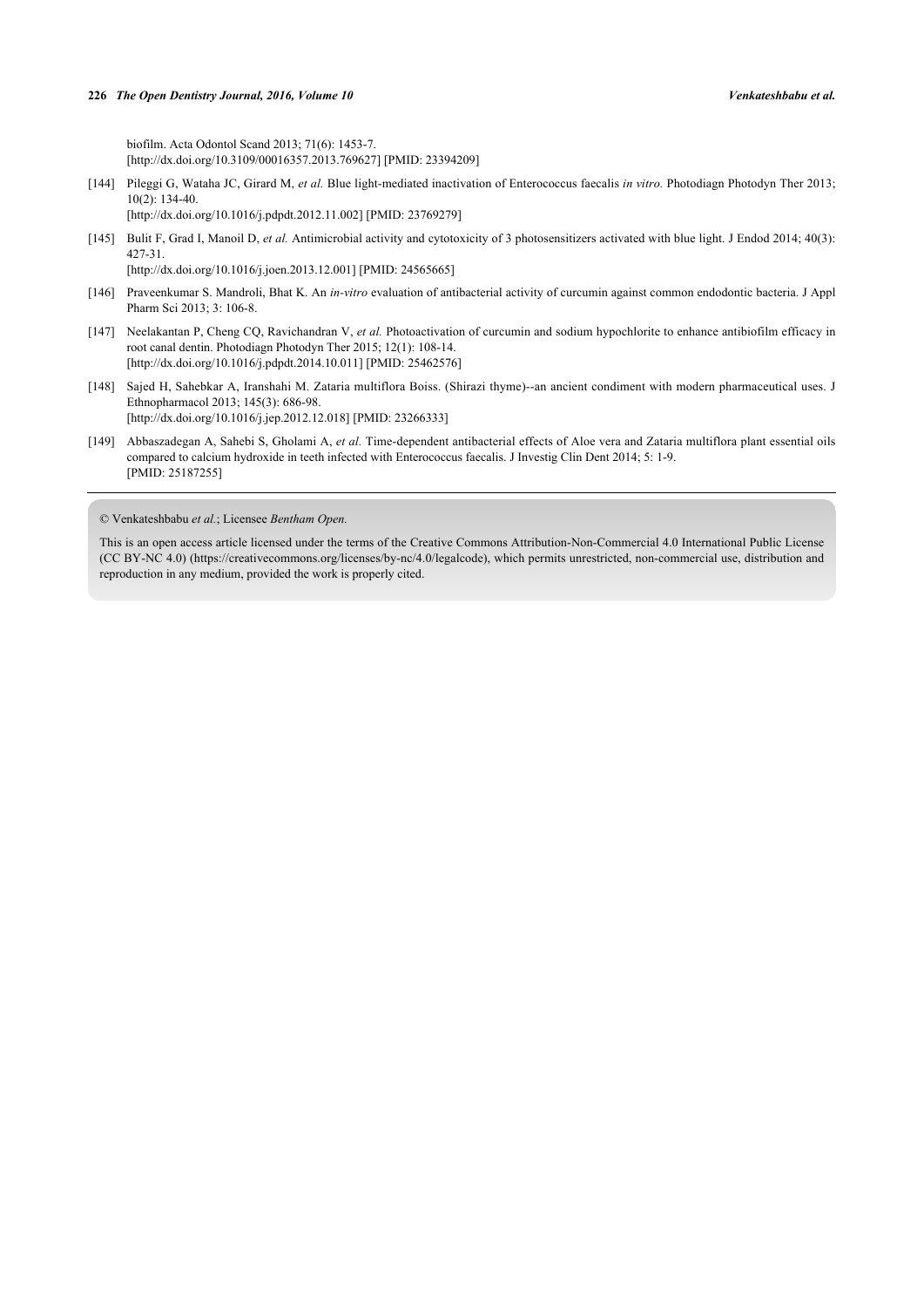biofilm. Acta Odontol Scand 2013; 71(6): 1453-7.
[http://dx.doi.org/10.3109/00016357.2013.769627] [PMID: 23394209]

[144] Pileggi G, Wataha JC, Girard M, *et al.* Blue light-mediated inactivation of Enterococcus faecalis *in vitro.* Photodiagn Photodyn Ther 2013; 10(2): 134-40.
[http://dx.doi.org/10.1016/j.pdpdt.2012.11.002] [PMID: 23769279]

[145] Bulit F, Grad I, Manoil D, *et al.* Antimicrobial activity and cytotoxicity of 3 photosensitizers activated with blue light. J Endod 2014; 40(3): 427-31.
[http://dx.doi.org/10.1016/j.joen.2013.12.001] [PMID: 24565665]

[146] Praveenkumar S. Mandroli, Bhat K. An *in-vitro* evaluation of antibacterial activity of curcumin against common endodontic bacteria. J Appl Pharm Sci 2013; 3: 106-8.

[147] Neelakantan P, Cheng CQ, Ravichandran V, *et al.* Photoactivation of curcumin and sodium hypochlorite to enhance antibiofilm efficacy in root canal dentin. Photodiagn Photodyn Ther 2015; 12(1): 108-14.
[http://dx.doi.org/10.1016/j.pdpdt.2014.10.011] [PMID: 25462576]

[148] Sajed H, Sahebkar A, Iranshahi M. Zataria multiflora Boiss. (Shirazi thyme)--an ancient condiment with modern pharmaceutical uses. J Ethnopharmacol 2013; 145(3): 686-98.
[http://dx.doi.org/10.1016/j.jep.2012.12.018] [PMID: 23266333]

[149] Abbaszadegan A, Sahebi S, Gholami A, *et al.* Time-dependent antibacterial effects of Aloe vera and Zataria multiflora plant essential oils compared to calcium hydroxide in teeth infected with Enterococcus faecalis. J Investig Clin Dent 2014; 5: 1-9.
[PMID: 25187255]

---

© Venkateshbabu *et al.*; Licensee *Bentham Open.*

This is an open access article licensed under the terms of the Creative Commons Attribution-Non-Commercial 4.0 International Public License (CC BY-NC 4.0) (https://creativecommons.org/licenses/by-nc/4.0/legalcode), which permits unrestricted, non-commercial use, distribution and reproduction in any medium, provided the work is properly cited.